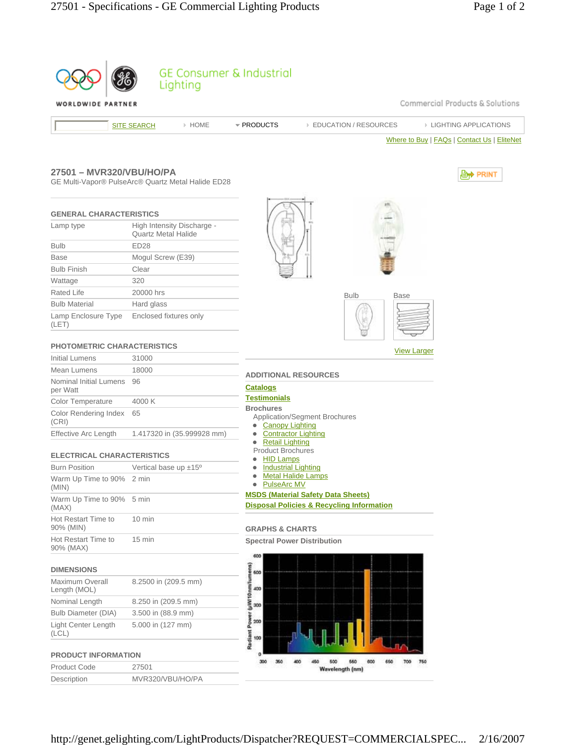GE Consumer & Industrial Lighting

WORLDWIDE PARTNER

Commercial Products & Solutions

SITE SEARCH | HOME | PRODUCTS | EDUCATION / RESOURCES | LIGHTING APPLICATIONS

Where to Buy | FAQs | Contact Us | EliteNet

## 27501 – MVR320/VBU/HO/PA

GE Multi-Vapor® PulseArc® Quartz Metal Halide ED28

PRINT

### GENERAL CHARACTERISTICS

| | |
|---|---|
| Lamp type | High Intensity Discharge - Quartz Metal Halide |
| Bulb | ED28 |
| Base | Mogul Screw (E39) |
| Bulb Finish | Clear |
| Wattage | 320 |
| Rated Life | 20000 hrs |
| Bulb Material | Hard glass |
| Lamp Enclosure Type (LET) | Enclosed fixtures only |

### PHOTOMETRIC CHARACTERISTICS

| | |
|---|---|
| Initial Lumens | 31000 |
| Mean Lumens | 18000 |
| Nominal Initial Lumens per Watt | 96 |
| Color Temperature | 4000 K |
| Color Rendering Index (CRI) | 65 |
| Effective Arc Length | 1.417320 in (35.999928 mm) |

### ELECTRICAL CHARACTERISTICS

| | |
|---|---|
| Burn Position | Vertical base up ±15º |
| Warm Up Time to 90% (MIN) | 2 min |
| Warm Up Time to 90% (MAX) | 5 min |
| Hot Restart Time to 90% (MIN) | 10 min |
| Hot Restart Time to 90% (MAX) | 15 min |

### DIMENSIONS

| | |
|---|---|
| Maximum Overall Length (MOL) | 8.2500 in (209.5 mm) |
| Nominal Length | 8.250 in (209.5 mm) |
| Bulb Diameter (DIA) | 3.500 in (88.9 mm) |
| Light Center Length (LCL) | 5.000 in (127 mm) |

### PRODUCT INFORMATION

| | |
|---|---|
| Product Code | 27501 |
| Description | MVR320/VBU/HO/PA |

Bulb | Base

View Larger

### ADDITIONAL RESOURCES

**Catalogs**

**Testimonials**

**Brochures**

Application/Segment Brochures

- Canopy Lighting
- Contractor Lighting
- Retail Lighting

Product Brochures

- HID Lamps
- Industrial Lighting
- Metal Halide Lamps
- PulseArc MV

**MSDS (Material Safety Data Sheets)**

**Disposal Policies & Recycling Information**

### GRAPHS & CHARTS

**Spectral Power Distribution**

Radiant Power (µW/10nm/lumens) vs. Wavelength (nm)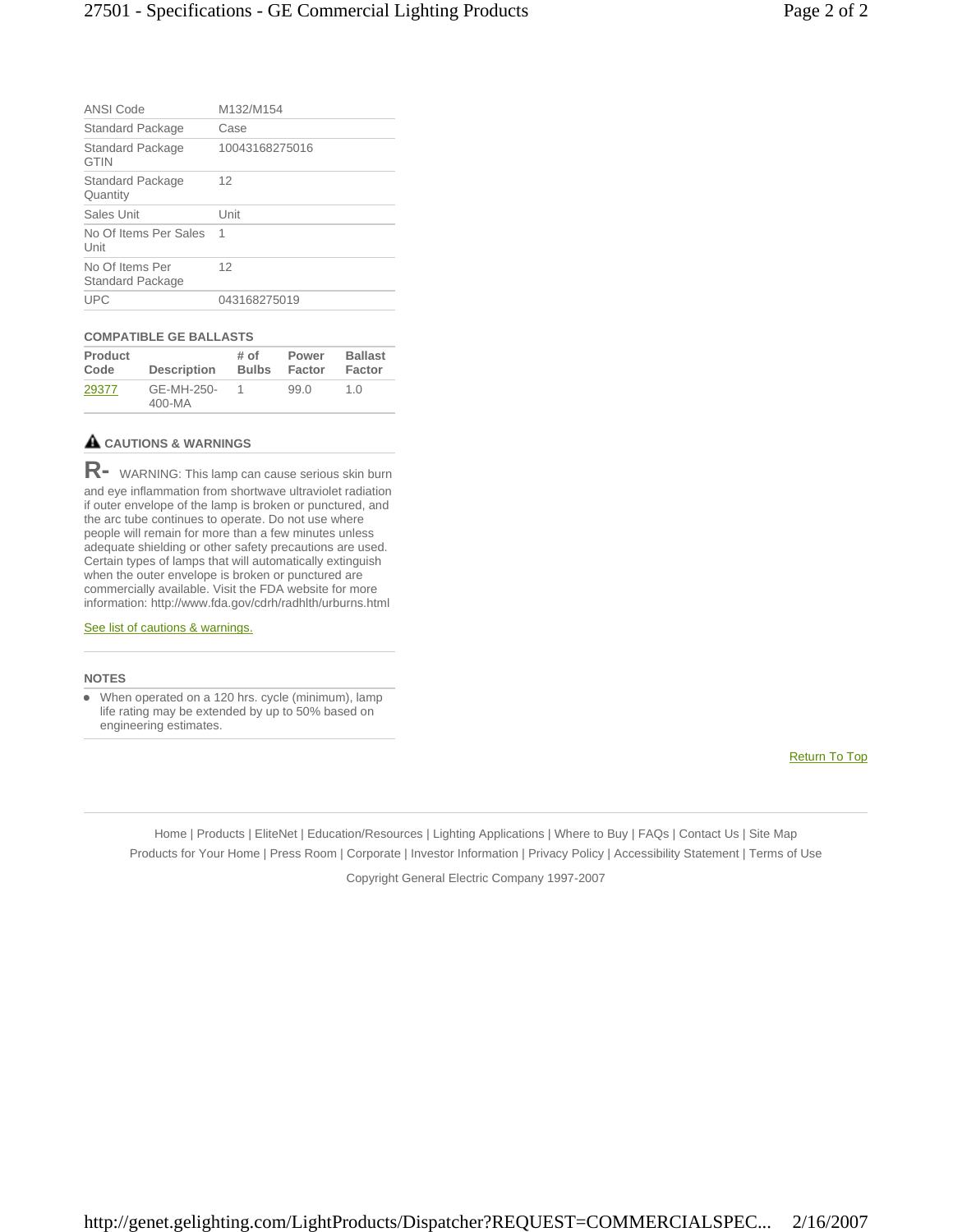| | |
|---|---|
| ANSI Code | M132/M154 |
| Standard Package | Case |
| Standard Package GTIN | 10043168275016 |
| Standard Package Quantity | 12 |
| Sales Unit | Unit |
| No Of Items Per Sales Unit | 1 |
| No Of Items Per Standard Package | 12 |
| UPC | 043168275019 |

### COMPATIBLE GE BALLASTS

| Product Code | Description | # of Bulbs | Power Factor | Ballast Factor |
|---|---|---|---|---|
| 29377 | GE-MH-250-400-MA | 1 | 99.0 | 1.0 |

### CAUTIONS & WARNINGS

**R-** WARNING: This lamp can cause serious skin burn and eye inflammation from shortwave ultraviolet radiation if outer envelope of the lamp is broken or punctured, and the arc tube continues to operate. Do not use where people will remain for more than a few minutes unless adequate shielding or other safety precautions are used. Certain types of lamps that will automatically extinguish when the outer envelope is broken or punctured are commercially available. Visit the FDA website for more information: http://www.fda.gov/cdrh/radhlth/urburns.html

See list of cautions & warnings.

### NOTES

- When operated on a 120 hrs. cycle (minimum), lamp life rating may be extended by up to 50% based on engineering estimates.

Return To Top

Home | Products | EliteNet | Education/Resources | Lighting Applications | Where to Buy | FAQs | Contact Us | Site Map
Products for Your Home | Press Room | Corporate | Investor Information | Privacy Policy | Accessibility Statement | Terms of Use

Copyright General Electric Company 1997-2007